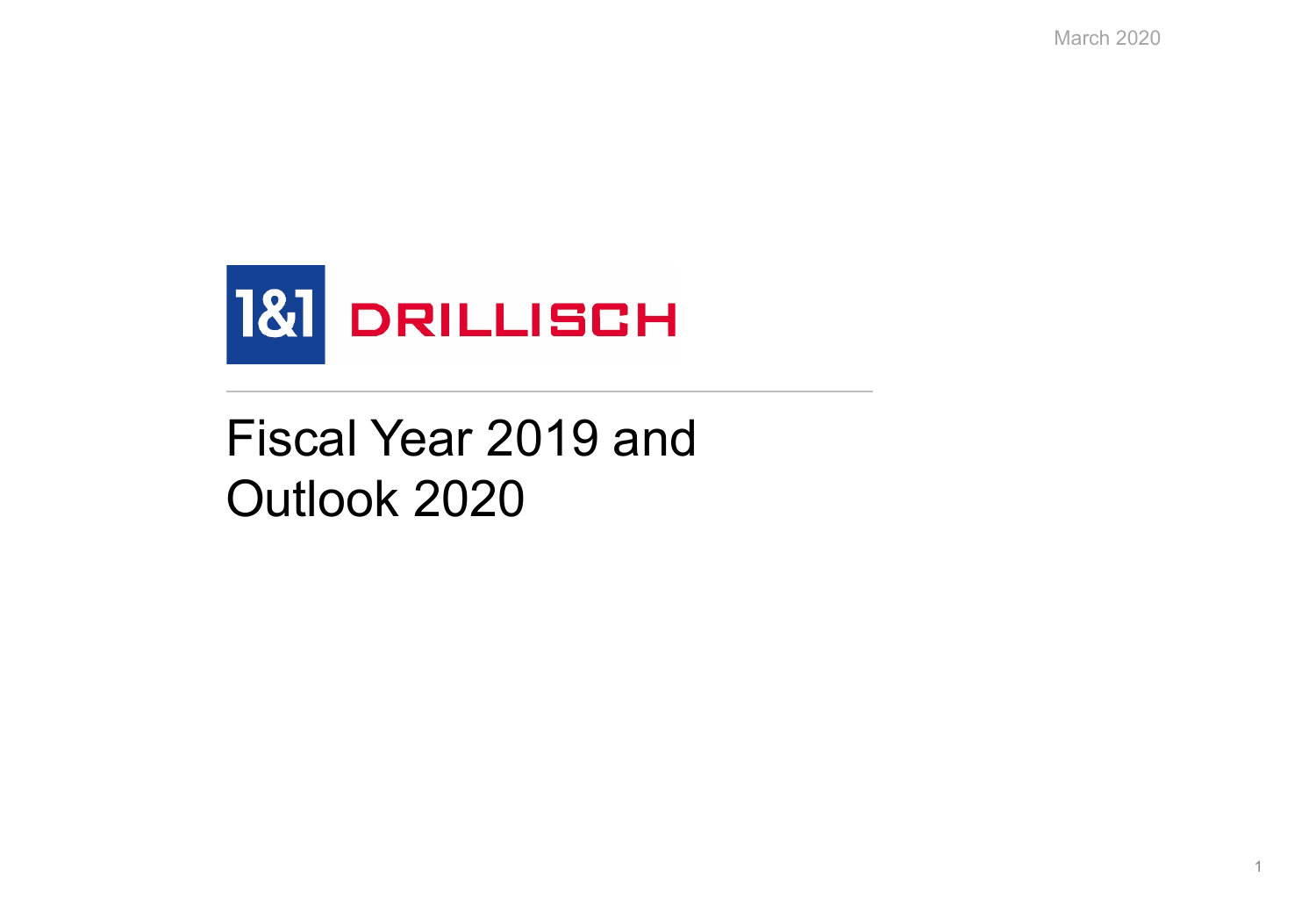March 2020

1&1 DRILLISCH

# Fiscal Year 2019 and Outlook 2020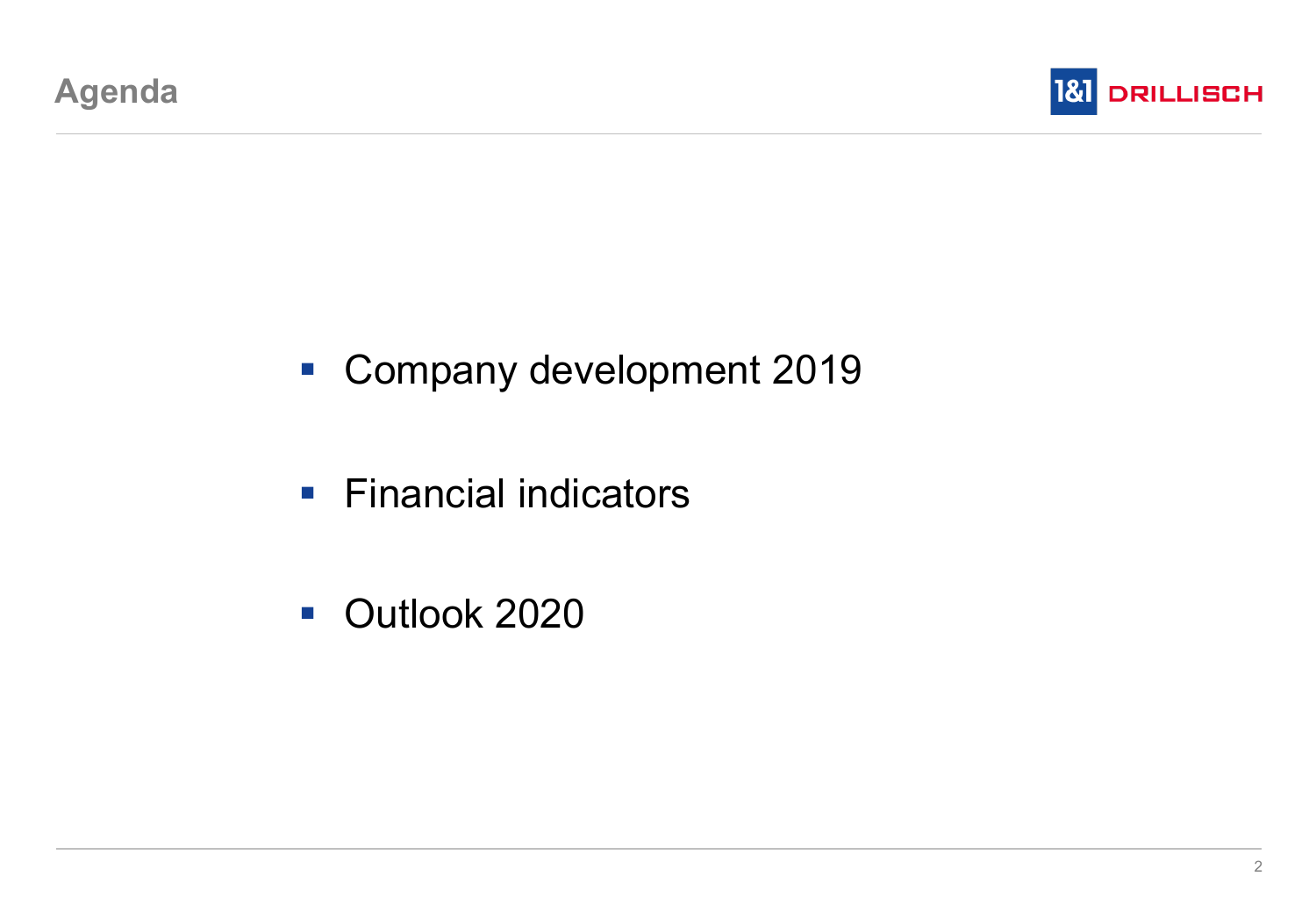# Agenda

- Company development 2019
- Financial indicators
- Outlook 2020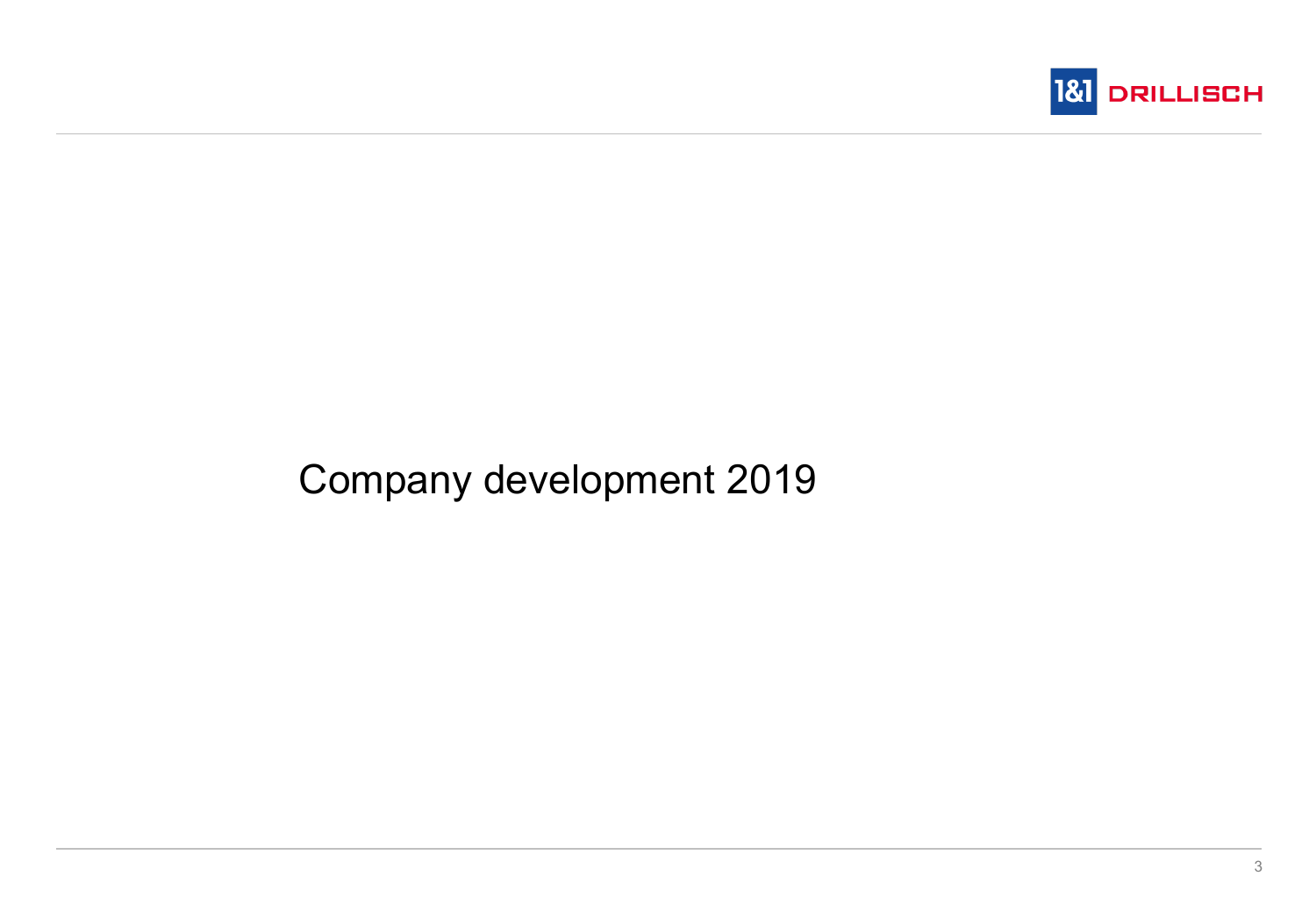# Company development 2019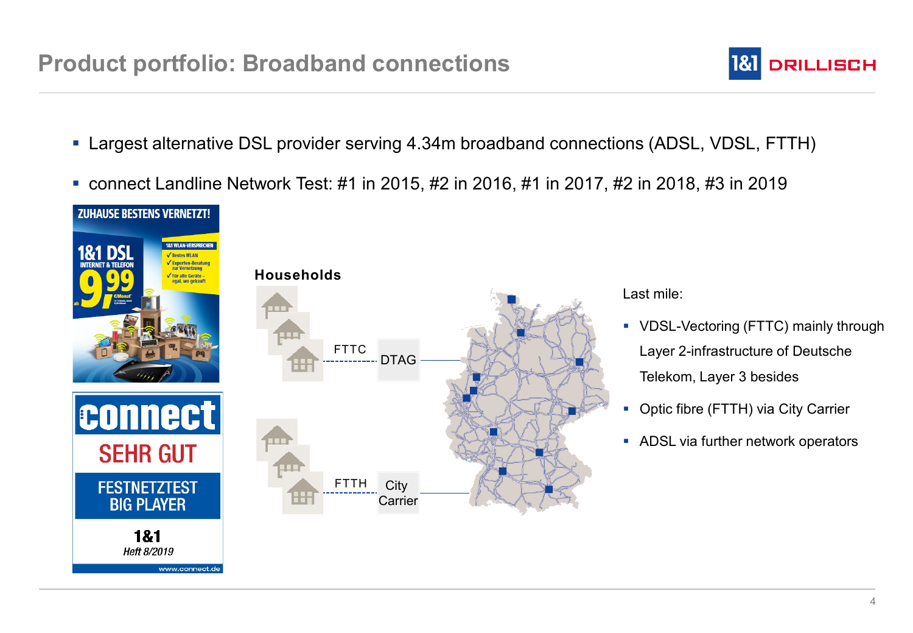# Product portfolio: Broadband connections

- Largest alternative DSL provider serving 4.34m broadband connections (ADSL, VDSL, FTTH)
- connect Landline Network Test: #1 in 2015, #2 in 2016, #1 in 2017, #2 in 2018, #3 in 2019

ZUHAUSE BESTENS VERNETZT!

1&1 DSL
INTERNET & TELEFON
ab 9,99 €/Monat*

1&1 WLAN-VERSPRECHEN
- Bestes WLAN
- Experten-Beratung zur Vernetzung
- Für alle Geräte – egal, wo gekauft

connect
SEHR GUT
FESTNETZTEST BIG PLAYER
1&1
Heft 8/2019
www.connect.de

Households

FTTC
DTAG

FTTH
City Carrier

Last mile:

- VDSL-Vectoring (FTTC) mainly through Layer 2-infrastructure of Deutsche Telekom, Layer 3 besides
- Optic fibre (FTTH) via City Carrier
- ADSL via further network operators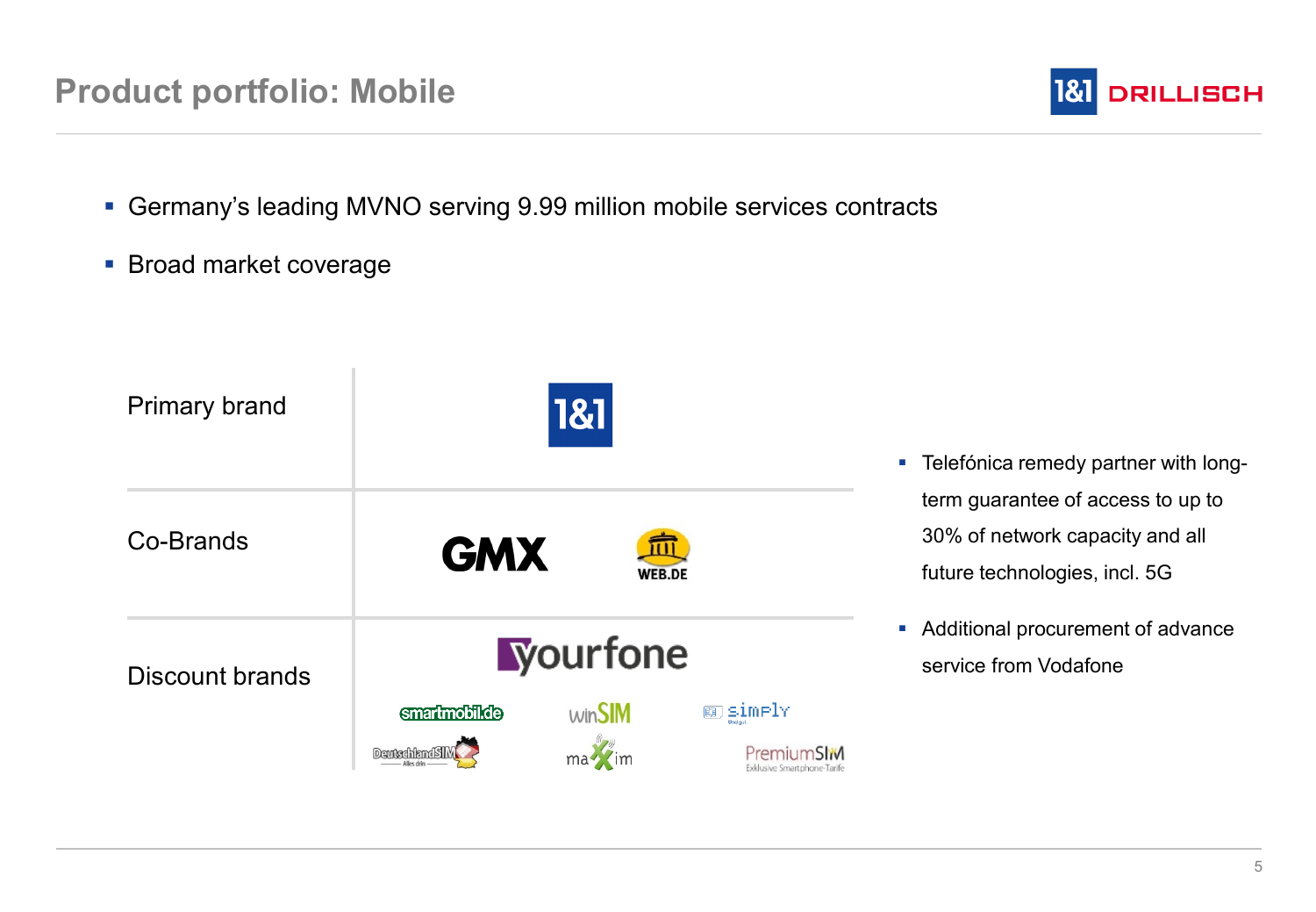# Product portfolio: Mobile

- Germany's leading MVNO serving 9.99 million mobile services contracts
- Broad market coverage

| | |
|---|---|
| Primary brand | 1&1 |
| Co-Brands | GMX, WEB.DE |
| Discount brands | yourfone, smartmobil.de, winSIM, simply, DeutschlandSIM, maXim, PremiumSIM |

- Telefónica remedy partner with long-term guarantee of access to up to 30% of network capacity and all future technologies, incl. 5G
- Additional procurement of advance service from Vodafone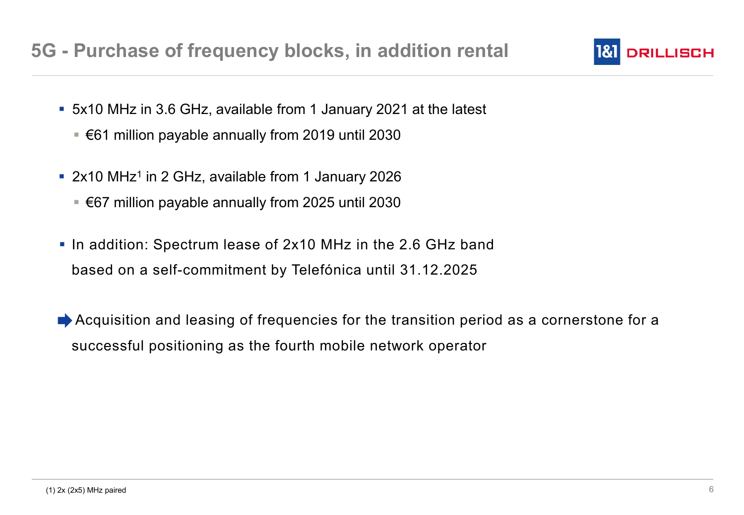# 5G - Purchase of frequency blocks, in addition rental

- 5x10 MHz in 3.6 GHz, available from 1 January 2021 at the latest
  - €61 million payable annually from 2019 until 2030

- 2x10 MHz[1] in 2 GHz, available from 1 January 2026
  - €67 million payable annually from 2025 until 2030

- In addition: Spectrum lease of 2x10 MHz in the 2.6 GHz band based on a self-commitment by Telefónica until 31.12.2025

➡ Acquisition and leasing of frequencies for the transition period as a cornerstone for a successful positioning as the fourth mobile network operator

(1) 2x (2x5) MHz paired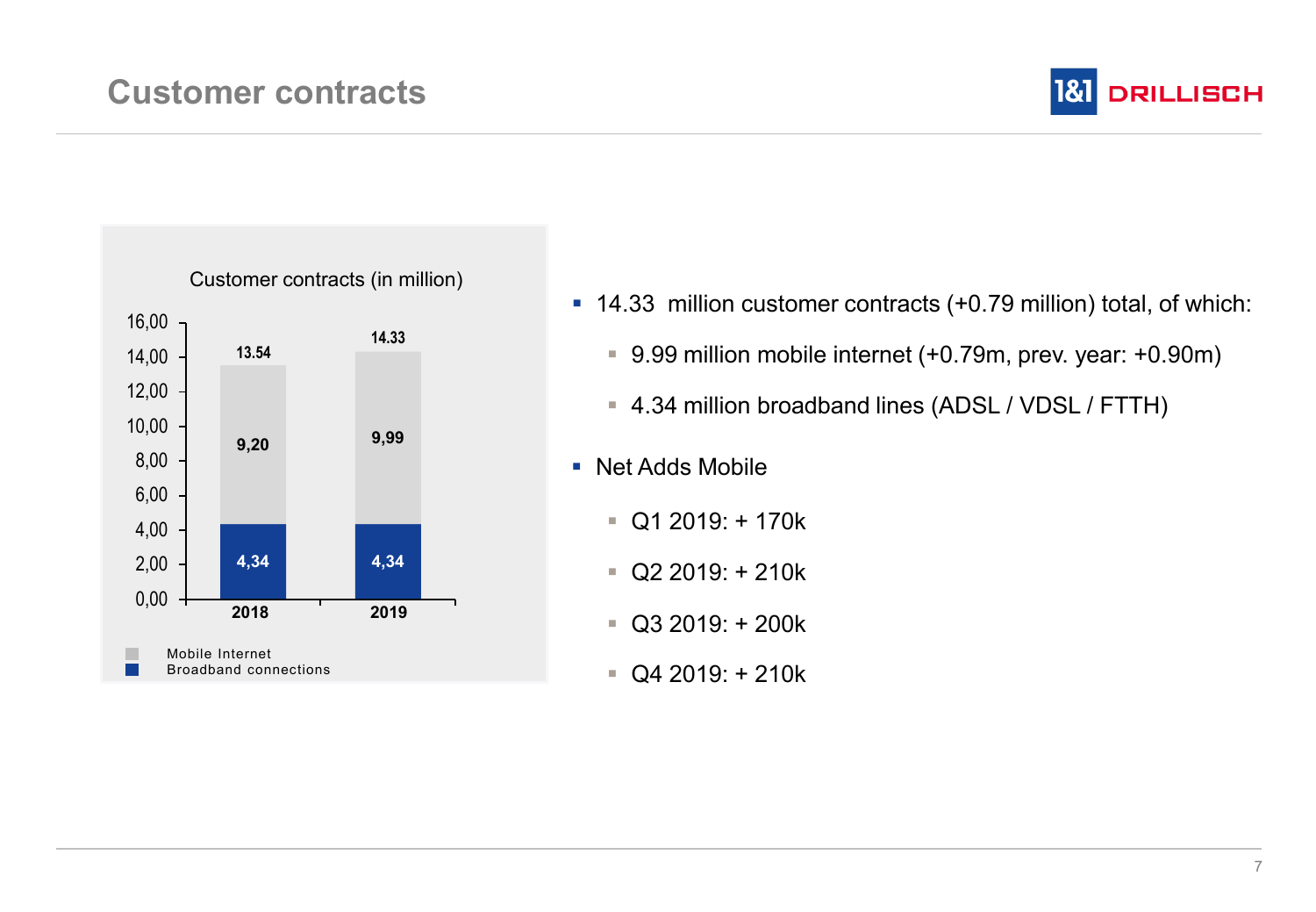# Customer contracts

Customer contracts (in million)

16,00
14,00
12,00
10,00
8,00
6,00
4,00
2,00
0,00

2018: 13.54 — 9,20 / 4,34
2019: 14.33 — 9,99 / 4,34

Mobile Internet
Broadband connections

- 14.33 million customer contracts (+0.79 million) total, of which:
  - 9.99 million mobile internet (+0.79m, prev. year: +0.90m)
  - 4.34 million broadband lines (ADSL / VDSL / FTTH)
- Net Adds Mobile
  - Q1 2019: + 170k
  - Q2 2019: + 210k
  - Q3 2019: + 200k
  - Q4 2019: + 210k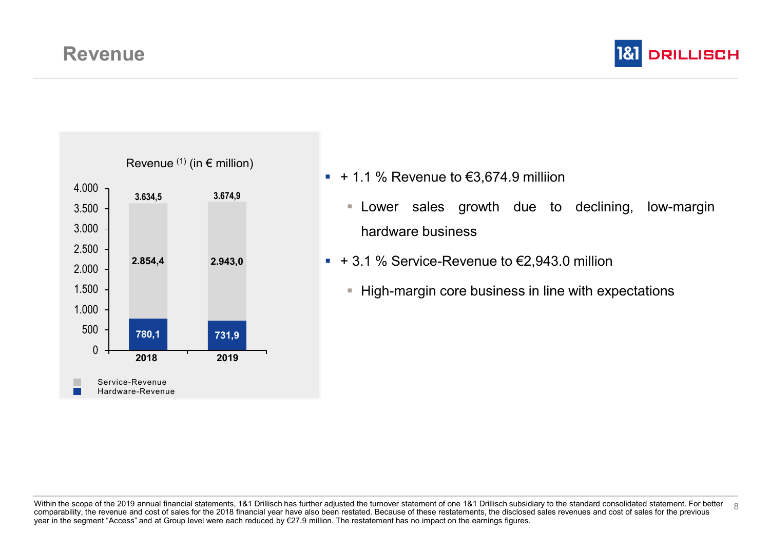# Revenue

Revenue (1) (in € million)

4.000
3.500
3.000
2.500
2.000
1.500
1.000
500
0

3.634,5
3.674,9
2.854,4
2.943,0
780,1
731,9
2018
2019

Service-Revenue
Hardware-Revenue

- + 1.1 % Revenue to €3,674.9 milliion
  - Lower sales growth due to declining, low-margin hardware business
- + 3.1 % Service-Revenue to €2,943.0 million
  - High-margin core business in line with expectations

Within the scope of the 2019 annual financial statements, 1&1 Drillisch has further adjusted the turnover statement of one 1&1 Drillisch subsidiary to the standard consolidated statement. For better comparability, the revenue and cost of sales for the 2018 financial year have also been restated. Because of these restatements, the disclosed sales revenues and cost of sales for the previous year in the segment "Access" and at Group level were each reduced by €27.9 million. The restatement has no impact on the earnings figures.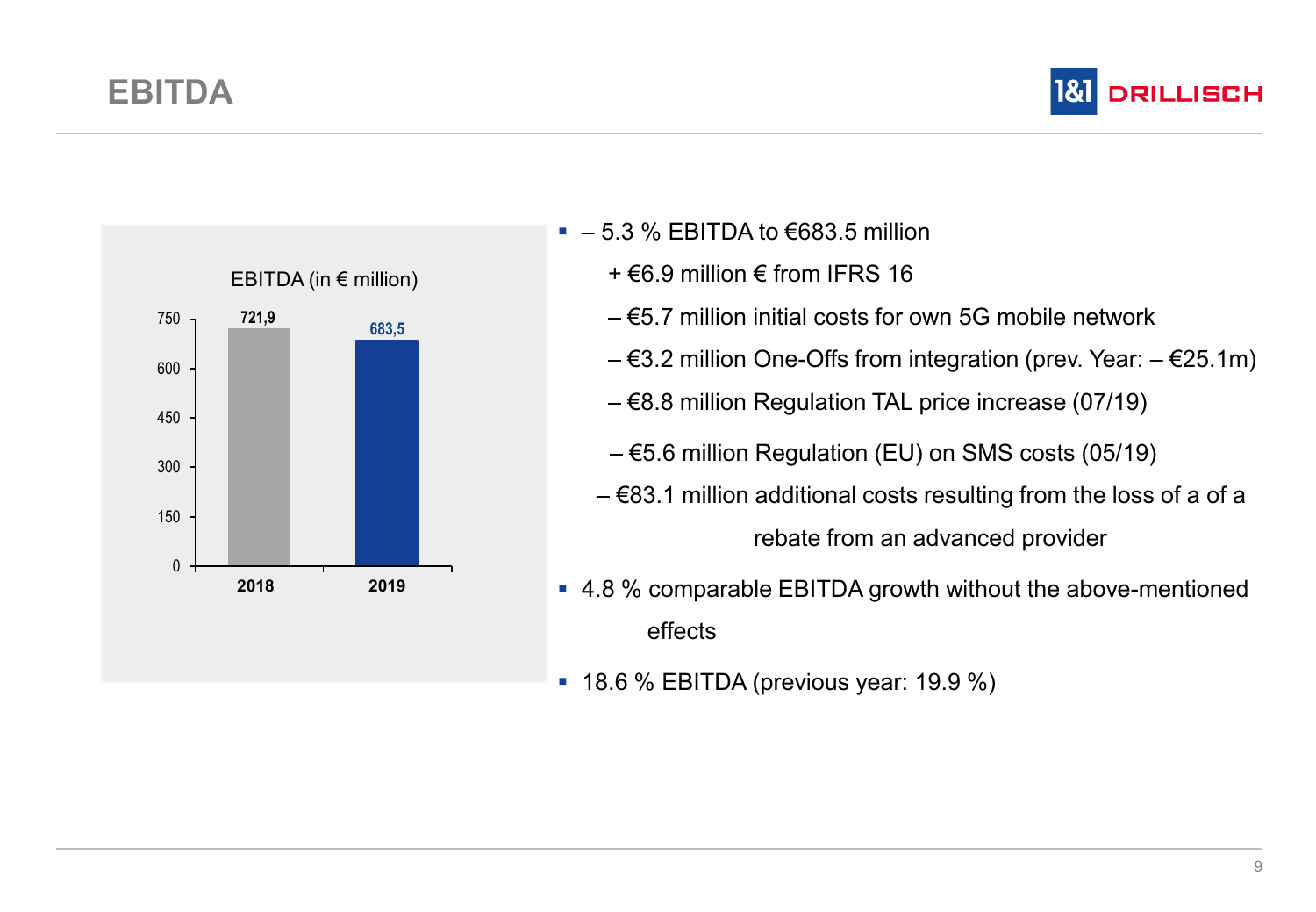# EBITDA

EBITDA (in € million)

750
600
450
300
150
0

721,9
683,5

2018
2019

- – 5.3 % EBITDA to €683.5 million
  - + €6.9 million € from IFRS 16
  - – €5.7 million initial costs for own 5G mobile network
  - – €3.2 million One-Offs from integration (prev. Year: – €25.1m)
  - – €8.8 million Regulation TAL price increase (07/19)
  - – €5.6 million Regulation (EU) on SMS costs (05/19)
  - – €83.1 million additional costs resulting from the loss of a of a rebate from an advanced provider
- 4.8 % comparable EBITDA growth without the above-mentioned effects
- 18.6 % EBITDA (previous year: 19.9 %)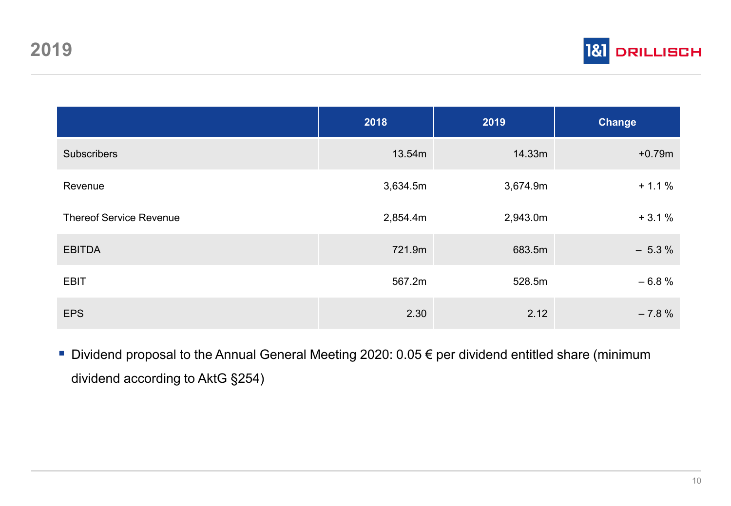# 2019

| | 2018 | 2019 | Change |
|---|---|---|---|
| Subscribers | 13.54m | 14.33m | +0.79m |
| Revenue | 3,634.5m | 3,674.9m | + 1.1 % |
| Thereof Service Revenue | 2,854.4m | 2,943.0m | + 3.1 % |
| EBITDA | 721.9m | 683.5m | – 5.3 % |
| EBIT | 567.2m | 528.5m | – 6.8 % |
| EPS | 2.30 | 2.12 | – 7.8 % |

- Dividend proposal to the Annual General Meeting 2020: 0.05 € per dividend entitled share (minimum dividend according to AktG §254)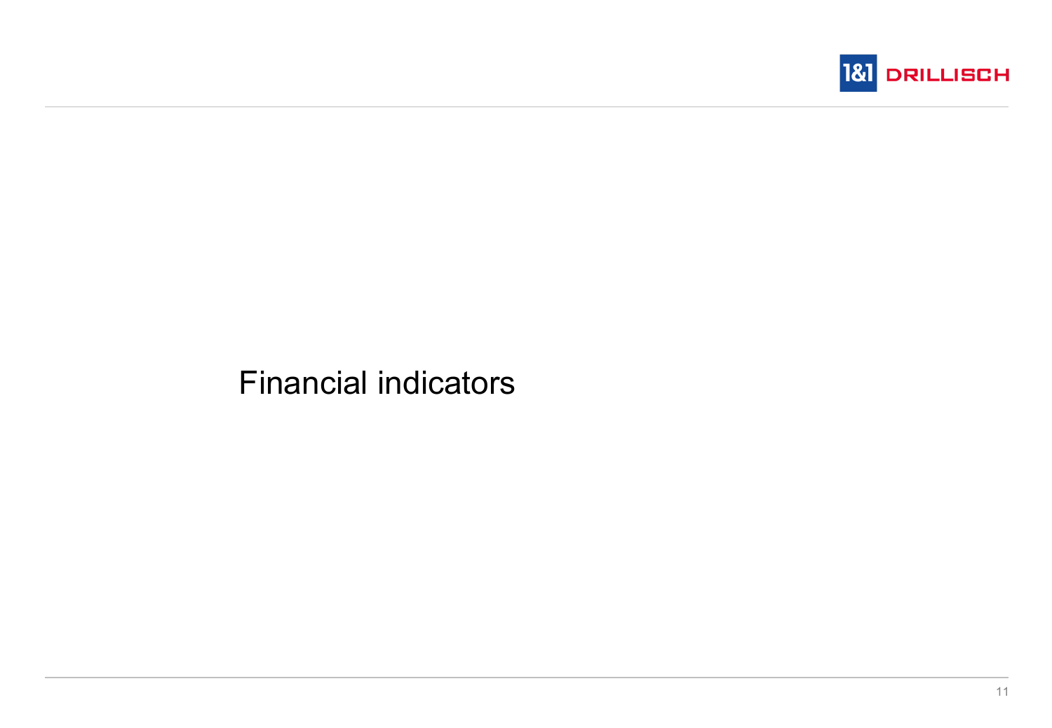# Financial indicators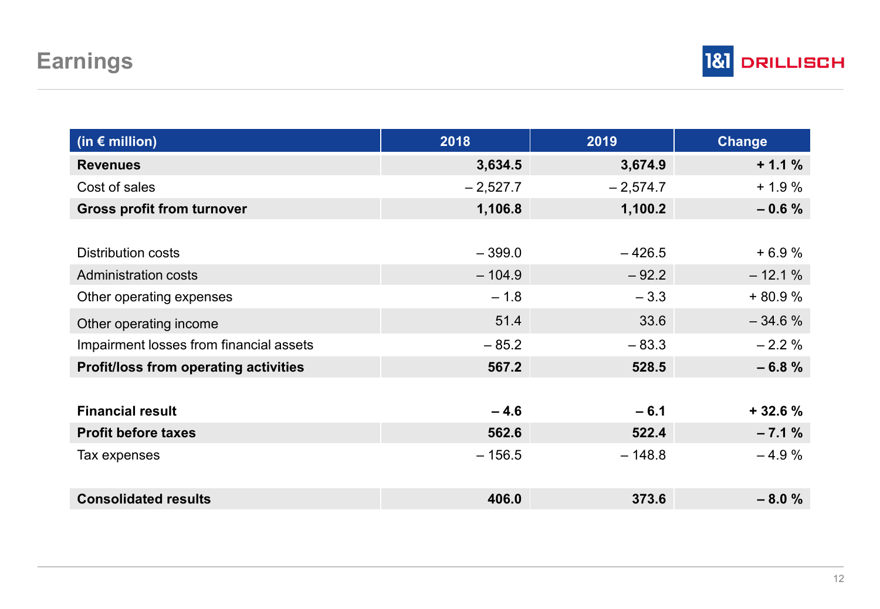# Earnings

| (in € million) | 2018 | 2019 | Change |
|---|---|---|---|
| **Revenues** | **3,634.5** | **3,674.9** | **+ 1.1 %** |
| Cost of sales | – 2,527.7 | – 2,574.7 | + 1.9 % |
| **Gross profit from turnover** | **1,106.8** | **1,100.2** | **– 0.6 %** |
| | | | |
| Distribution costs | – 399.0 | – 426.5 | + 6.9 % |
| Administration costs | – 104.9 | – 92.2 | – 12.1 % |
| Other operating expenses | – 1.8 | – 3.3 | + 80.9 % |
| Other operating income | 51.4 | 33.6 | – 34.6 % |
| Impairment losses from financial assets | – 85.2 | – 83.3 | – 2.2 % |
| **Profit/loss from operating activities** | **567.2** | **528.5** | **– 6.8 %** |
| | | | |
| **Financial result** | **– 4.6** | **– 6.1** | **+ 32.6 %** |
| **Profit before taxes** | **562.6** | **522.4** | **– 7.1 %** |
| Tax expenses | – 156.5 | – 148.8 | – 4.9 % |
| | | | |
| **Consolidated results** | **406.0** | **373.6** | **– 8.0 %** |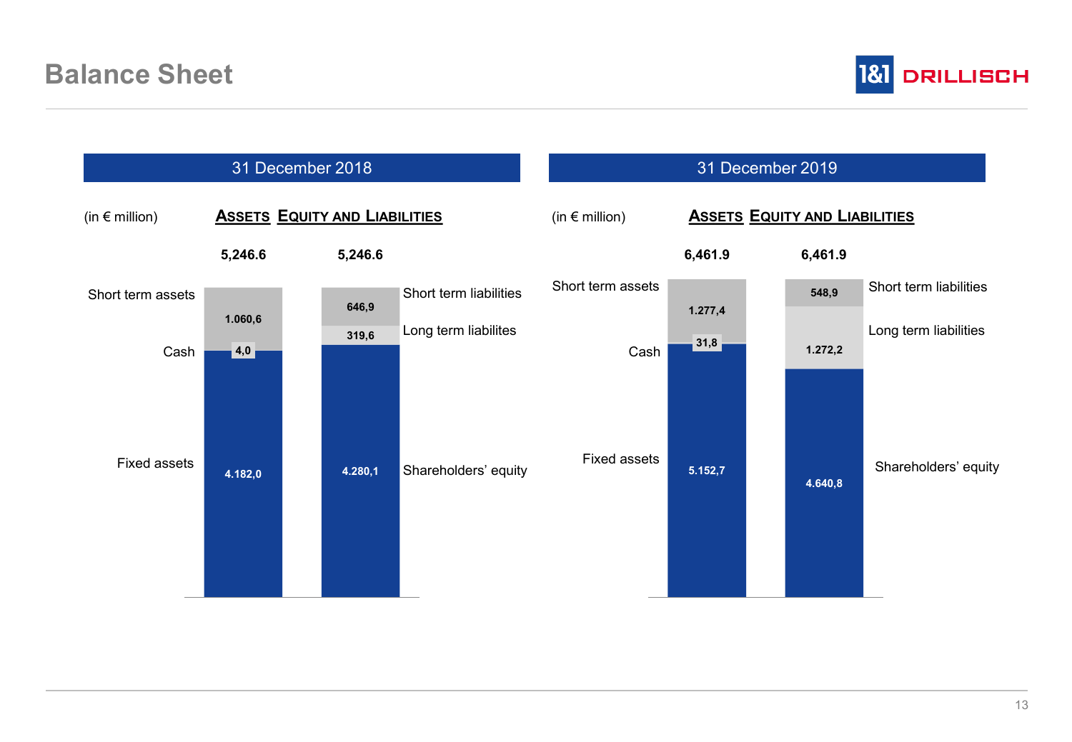# Balance Sheet

## 31 December 2018

(in € million)

ASSETS EQUITY AND LIABILITIES

5,246.6

5,246.6

Short term assets

1.060,6

Cash

4,0

Fixed assets

4.182,0

646,9

Short term liabilities

319,6

Long term liabilites

4.280,1

Shareholders' equity

## 31 December 2019

(in € million)

ASSETS EQUITY AND LIABILITIES

6,461.9

6,461.9

Short term assets

1.277,4

Cash

31,8

Fixed assets

5.152,7

548,9

Short term liabilities

Long term liabilities

1.272,2

Shareholders' equity

4.640,8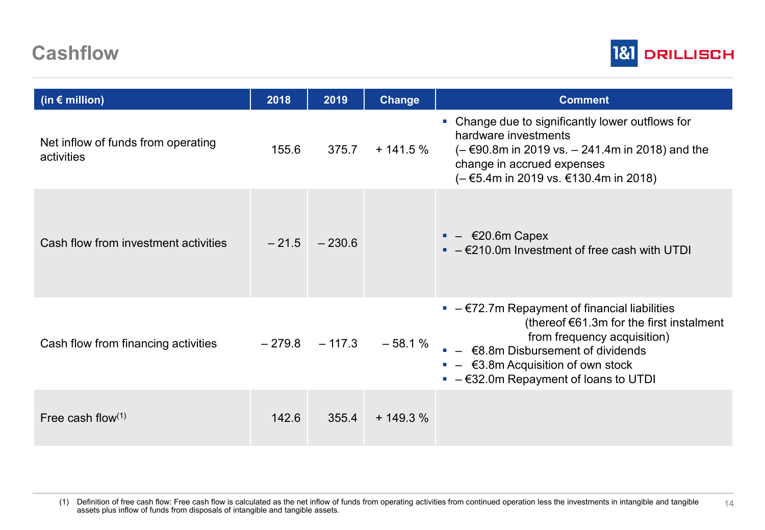# Cashflow

| (in € million) | 2018 | 2019 | Change | Comment |
|---|---|---|---|---|
| Net inflow of funds from operating activities | 155.6 | 375.7 | + 141.5 % | ▪ Change due to significantly lower outflows for hardware investments (– €90.8m in 2019 vs. – 241.4m in 2018) and the change in accrued expenses (– €5.4m in 2019 vs. €130.4m in 2018) |
| Cash flow from investment activities | – 21.5 | – 230.6 | | ▪ – €20.6m Capex<br>▪ – €210.0m Investment of free cash with UTDI |
| Cash flow from financing activities | – 279.8 | – 117.3 | – 58.1 % | ▪ – €72.7m Repayment of financial liabilities (thereof €61.3m for the first instalment from frequency acquisition)<br>▪ – €8.8m Disbursement of dividends<br>▪ – €3.8m Acquisition of own stock<br>▪ – €32.0m Repayment of loans to UTDI |
| Free cash flow[(1)] | 142.6 | 355.4 | + 149.3 % | |

(1) Definition of free cash flow: Free cash flow is calculated as the net inflow of funds from operating activities from continued operation less the investments in intangible and tangible assets plus inflow of funds from disposals of intangible and tangible assets.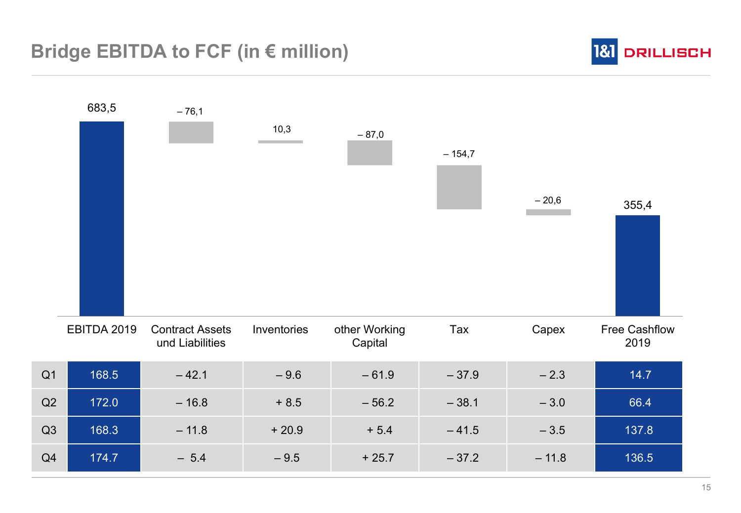# Bridge EBITDA to FCF (in € million)

683,5

– 76,1

10,3

– 87,0

– 154,7

– 20,6

355,4

EBITDA 2019

Contract Assets und Liabilities

Inventories

other Working Capital

Tax

Capex

Free Cashflow 2019

| | EBITDA 2019 | Contract Assets und Liabilities | Inventories | other Working Capital | Tax | Capex | Free Cashflow 2019 |
|---|---|---|---|---|---|---|---|
| Q1 | 168.5 | – 42.1 | – 9.6 | – 61.9 | – 37.9 | – 2.3 | 14.7 |
| Q2 | 172.0 | – 16.8 | + 8.5 | – 56.2 | – 38.1 | – 3.0 | 66.4 |
| Q3 | 168.3 | – 11.8 | + 20.9 | + 5.4 | – 41.5 | – 3.5 | 137.8 |
| Q4 | 174.7 | – 5.4 | – 9.5 | + 25.7 | – 37.2 | – 11.8 | 136.5 |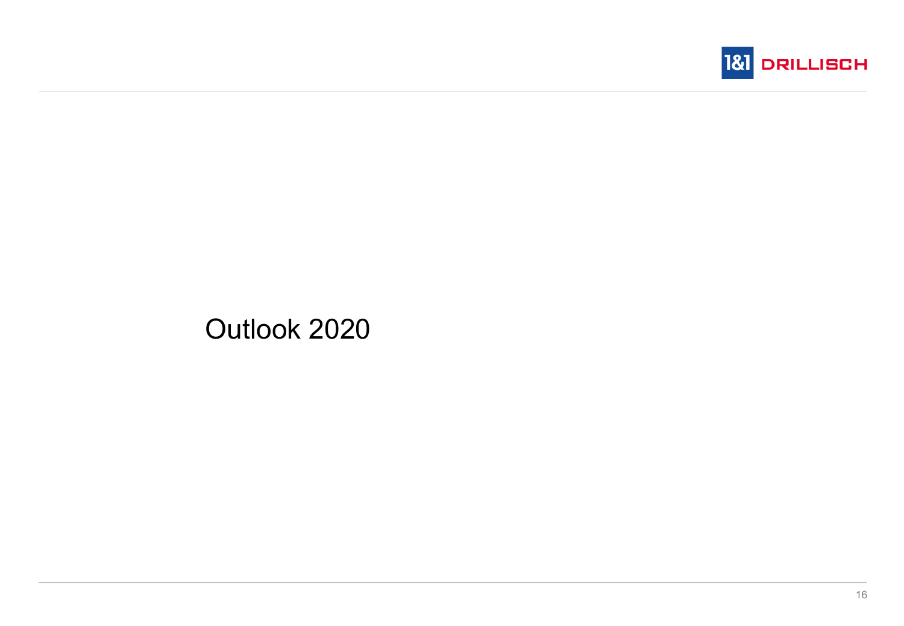# Outlook 2020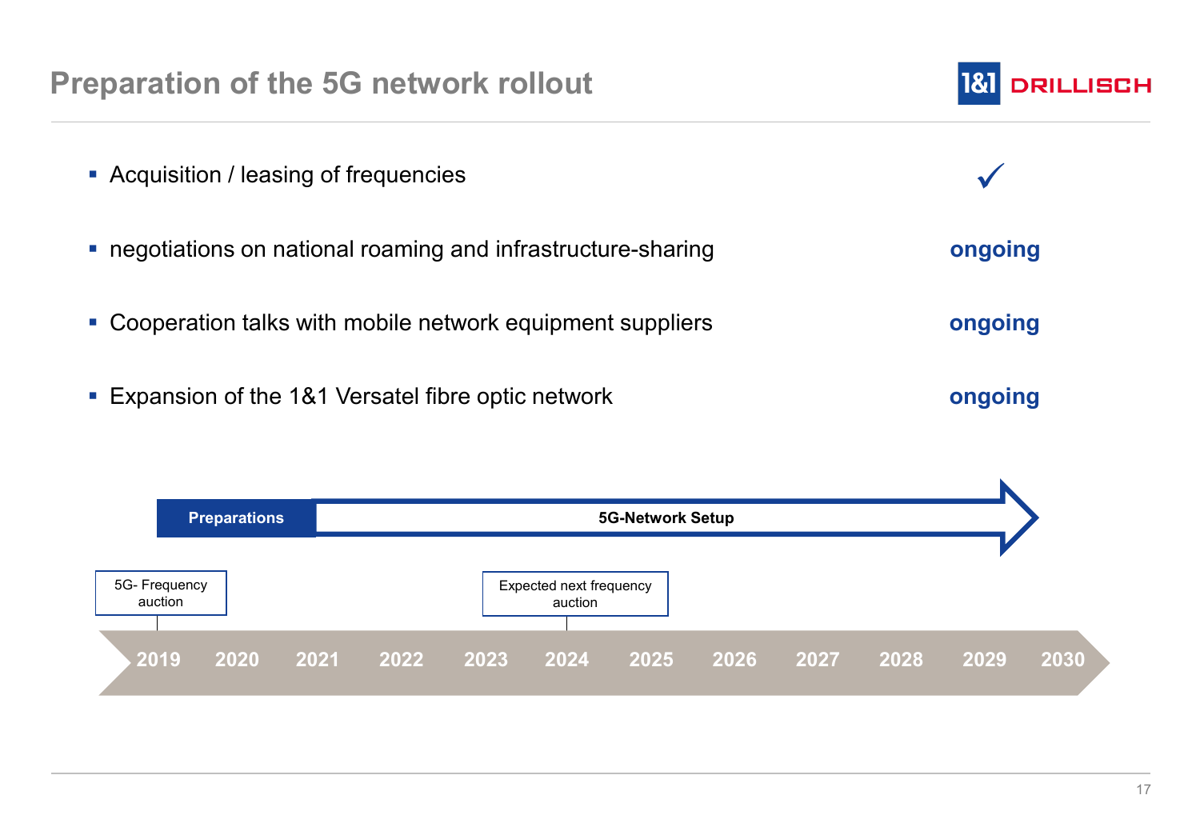# Preparation of the 5G network rollout

- Acquisition / leasing of frequencies ✓
- negotiations on national roaming and infrastructure-sharing **ongoing**
- Cooperation talks with mobile network equipment suppliers **ongoing**
- Expansion of the 1&1 Versatel fibre optic network **ongoing**

**Preparations** → **5G-Network Setup**

5G- Frequency auction (2019)

Expected next frequency auction (2024)

2019 | 2020 | 2021 | 2022 | 2023 | 2024 | 2025 | 2026 | 2027 | 2028 | 2029 | 2030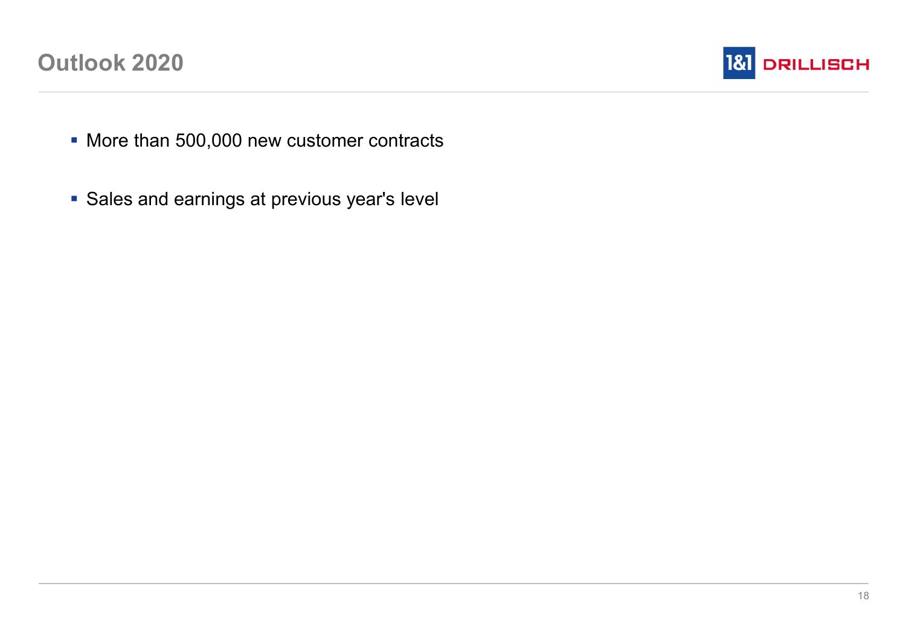# Outlook 2020

- More than 500,000 new customer contracts
- Sales and earnings at previous year's level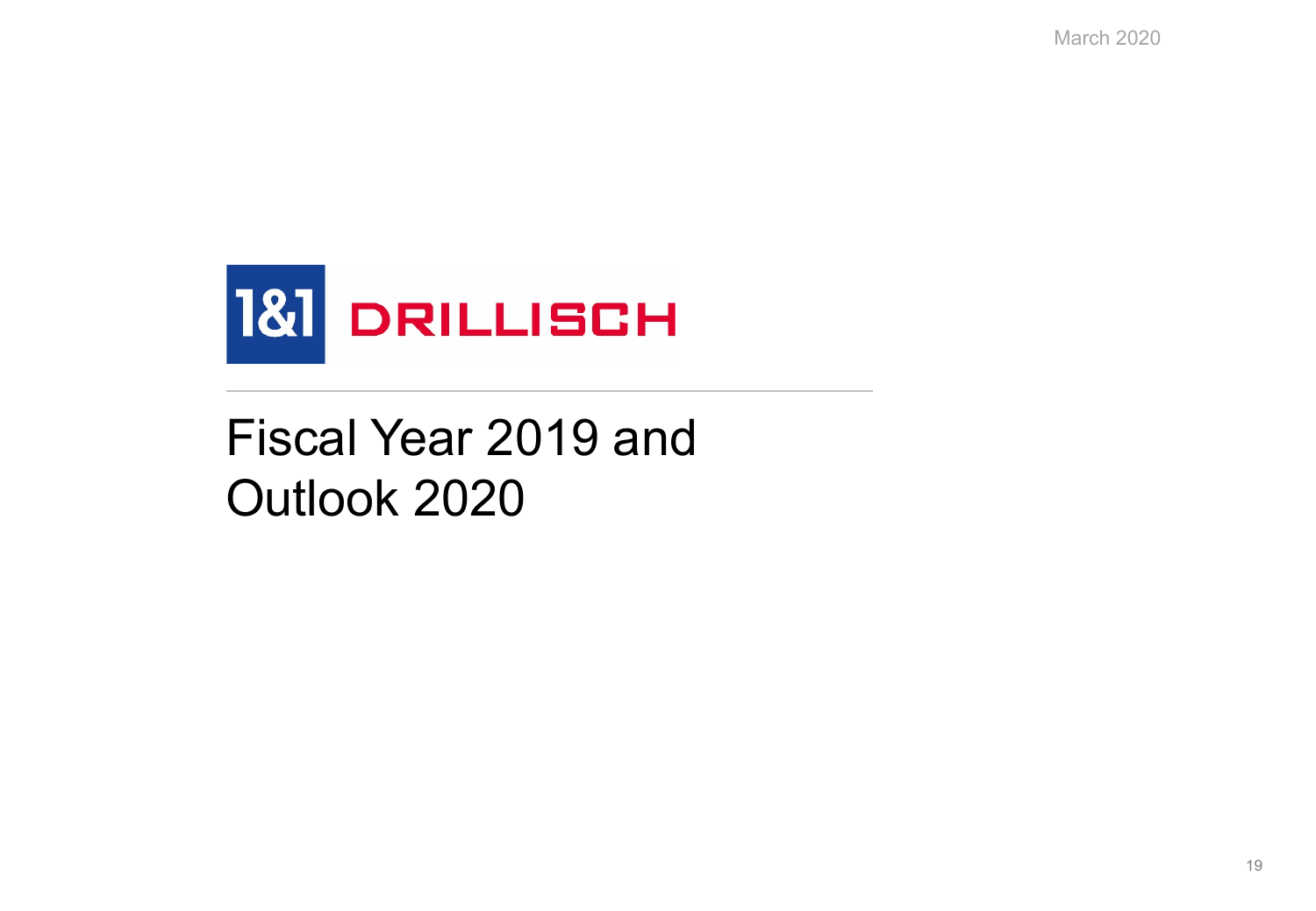March 2020

1&1 DRILLISCH

# Fiscal Year 2019 and Outlook 2020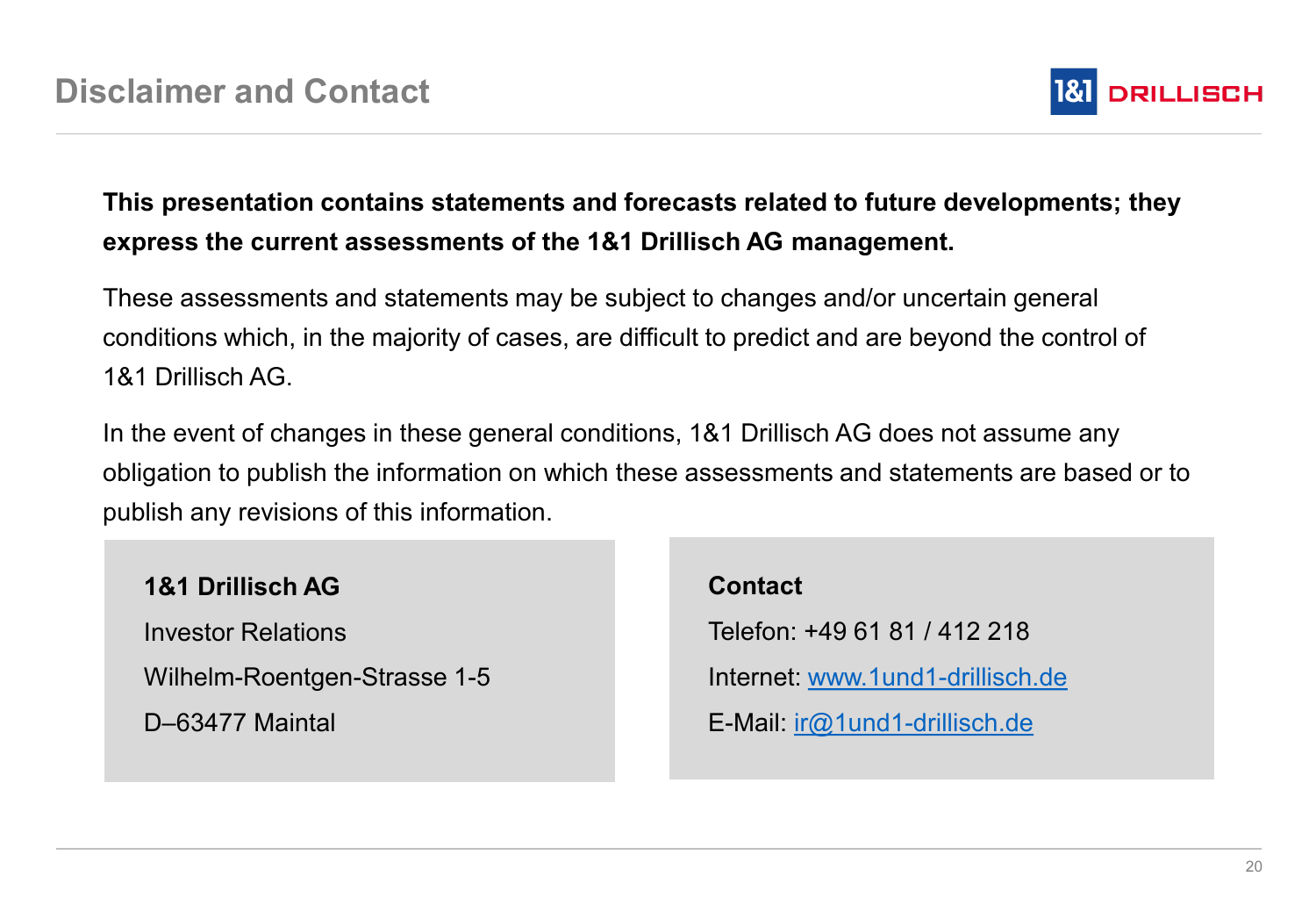# Disclaimer and Contact

**This presentation contains statements and forecasts related to future developments; they express the current assessments of the 1&1 Drillisch AG management.**

These assessments and statements may be subject to changes and/or uncertain general conditions which, in the majority of cases, are difficult to predict and are beyond the control of 1&1 Drillisch AG.

In the event of changes in these general conditions, 1&1 Drillisch AG does not assume any obligation to publish the information on which these assessments and statements are based or to publish any revisions of this information.

**1&1 Drillisch AG**

Investor Relations

Wilhelm-Roentgen-Strasse 1-5

D–63477 Maintal

**Contact**

Telefon: +49 61 81 / 412 218

Internet: www.1und1-drillisch.de

E-Mail: ir@1und1-drillisch.de